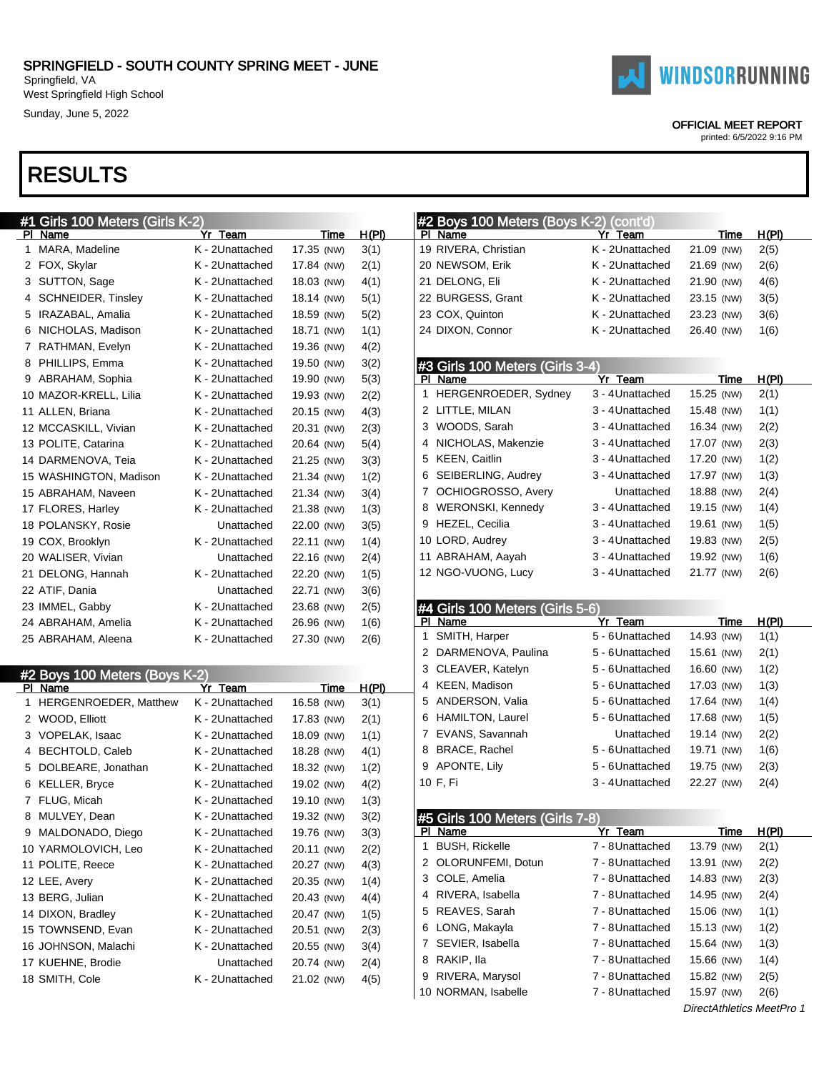# SPRINGFIELD - SOUTH COUNTY SPRING MEET - JUNE

Springfield, VA
West Springfield High School
Sunday, June 5, 2022

WINDSORRUNNING

OFFICIAL MEET REPORT
printed: 6/5/2022 9:16 PM

# RESULTS

## #1 Girls 100 Meters (Girls K-2)

| Pl | Name | Yr | Team | Time | | H(Pl) |
|---|---|---|---|---|---|---|
| 1 | MARA, Madeline | K - 2 | Unattached | 17.35 | (NW) | 3(1) |
| 2 | FOX, Skylar | K - 2 | Unattached | 17.84 | (NW) | 2(1) |
| 3 | SUTTON, Sage | K - 2 | Unattached | 18.03 | (NW) | 4(1) |
| 4 | SCHNEIDER, Tinsley | K - 2 | Unattached | 18.14 | (NW) | 5(1) |
| 5 | IRAZABAL, Amalia | K - 2 | Unattached | 18.59 | (NW) | 5(2) |
| 6 | NICHOLAS, Madison | K - 2 | Unattached | 18.71 | (NW) | 1(1) |
| 7 | RATHMAN, Evelyn | K - 2 | Unattached | 19.36 | (NW) | 4(2) |
| 8 | PHILLIPS, Emma | K - 2 | Unattached | 19.50 | (NW) | 3(2) |
| 9 | ABRAHAM, Sophia | K - 2 | Unattached | 19.90 | (NW) | 5(3) |
| 10 | MAZOR-KRELL, Lilia | K - 2 | Unattached | 19.93 | (NW) | 2(2) |
| 11 | ALLEN, Briana | K - 2 | Unattached | 20.15 | (NW) | 4(3) |
| 12 | MCCASKILL, Vivian | K - 2 | Unattached | 20.31 | (NW) | 2(3) |
| 13 | POLITE, Catarina | K - 2 | Unattached | 20.64 | (NW) | 5(4) |
| 14 | DARMENOVA, Teia | K - 2 | Unattached | 21.25 | (NW) | 3(3) |
| 15 | WASHINGTON, Madison | K - 2 | Unattached | 21.34 | (NW) | 1(2) |
| 15 | ABRAHAM, Naveen | K - 2 | Unattached | 21.34 | (NW) | 3(4) |
| 17 | FLORES, Harley | K - 2 | Unattached | 21.38 | (NW) | 1(3) |
| 18 | POLANSKY, Rosie | | Unattached | 22.00 | (NW) | 3(5) |
| 19 | COX, Brooklyn | K - 2 | Unattached | 22.11 | (NW) | 1(4) |
| 20 | WALISER, Vivian | | Unattached | 22.16 | (NW) | 2(4) |
| 21 | DELONG, Hannah | K - 2 | Unattached | 22.20 | (NW) | 1(5) |
| 22 | ATIF, Dania | | Unattached | 22.71 | (NW) | 3(6) |
| 23 | IMMEL, Gabby | K - 2 | Unattached | 23.68 | (NW) | 2(5) |
| 24 | ABRAHAM, Amelia | K - 2 | Unattached | 26.96 | (NW) | 1(6) |
| 25 | ABRAHAM, Aleena | K - 2 | Unattached | 27.30 | (NW) | 2(6) |

## #2 Boys 100 Meters (Boys K-2)

| Pl | Name | Yr | Team | Time | | H(Pl) |
|---|---|---|---|---|---|---|
| 1 | HERGENROEDER, Matthew | K - 2 | Unattached | 16.58 | (NW) | 3(1) |
| 2 | WOOD, Elliott | K - 2 | Unattached | 17.83 | (NW) | 2(1) |
| 3 | VOPELAK, Isaac | K - 2 | Unattached | 18.09 | (NW) | 1(1) |
| 4 | BECHTOLD, Caleb | K - 2 | Unattached | 18.28 | (NW) | 4(1) |
| 5 | DOLBEARE, Jonathan | K - 2 | Unattached | 18.32 | (NW) | 1(2) |
| 6 | KELLER, Bryce | K - 2 | Unattached | 19.02 | (NW) | 4(2) |
| 7 | FLUG, Micah | K - 2 | Unattached | 19.10 | (NW) | 1(3) |
| 8 | MULVEY, Dean | K - 2 | Unattached | 19.32 | (NW) | 3(2) |
| 9 | MALDONADO, Diego | K - 2 | Unattached | 19.76 | (NW) | 3(3) |
| 10 | YARMOLOVICH, Leo | K - 2 | Unattached | 20.11 | (NW) | 2(2) |
| 11 | POLITE, Reece | K - 2 | Unattached | 20.27 | (NW) | 4(3) |
| 12 | LEE, Avery | K - 2 | Unattached | 20.35 | (NW) | 1(4) |
| 13 | BERG, Julian | K - 2 | Unattached | 20.43 | (NW) | 4(4) |
| 14 | DIXON, Bradley | K - 2 | Unattached | 20.47 | (NW) | 1(5) |
| 15 | TOWNSEND, Evan | K - 2 | Unattached | 20.51 | (NW) | 2(3) |
| 16 | JOHNSON, Malachi | K - 2 | Unattached | 20.55 | (NW) | 3(4) |
| 17 | KUEHNE, Brodie | | Unattached | 20.74 | (NW) | 2(4) |
| 18 | SMITH, Cole | K - 2 | Unattached | 21.02 | (NW) | 4(5) |
| 19 | RIVERA, Christian | K - 2 | Unattached | 21.09 | (NW) | 2(5) |
| 20 | NEWSOM, Erik | K - 2 | Unattached | 21.69 | (NW) | 2(6) |
| 21 | DELONG, Eli | K - 2 | Unattached | 21.90 | (NW) | 4(6) |
| 22 | BURGESS, Grant | K - 2 | Unattached | 23.15 | (NW) | 3(5) |
| 23 | COX, Quinton | K - 2 | Unattached | 23.23 | (NW) | 3(6) |
| 24 | DIXON, Connor | K - 2 | Unattached | 26.40 | (NW) | 1(6) |

## #3 Girls 100 Meters (Girls 3-4)

| Pl | Name | Yr | Team | Time | | H(Pl) |
|---|---|---|---|---|---|---|
| 1 | HERGENROEDER, Sydney | 3 - 4 | Unattached | 15.25 | (NW) | 2(1) |
| 2 | LITTLE, MILAN | 3 - 4 | Unattached | 15.48 | (NW) | 1(1) |
| 3 | WOODS, Sarah | 3 - 4 | Unattached | 16.34 | (NW) | 2(2) |
| 4 | NICHOLAS, Makenzie | 3 - 4 | Unattached | 17.07 | (NW) | 2(3) |
| 5 | KEEN, Caitlin | 3 - 4 | Unattached | 17.20 | (NW) | 1(2) |
| 6 | SEIBERLING, Audrey | 3 - 4 | Unattached | 17.97 | (NW) | 1(3) |
| 7 | OCHIOGROSSO, Avery | | Unattached | 18.88 | (NW) | 2(4) |
| 8 | WERONSKI, Kennedy | 3 - 4 | Unattached | 19.15 | (NW) | 1(4) |
| 9 | HEZEL, Cecilia | 3 - 4 | Unattached | 19.61 | (NW) | 1(5) |
| 10 | LORD, Audrey | 3 - 4 | Unattached | 19.83 | (NW) | 2(5) |
| 11 | ABRAHAM, Aayah | 3 - 4 | Unattached | 19.92 | (NW) | 1(6) |
| 12 | NGO-VUONG, Lucy | 3 - 4 | Unattached | 21.77 | (NW) | 2(6) |

## #4 Girls 100 Meters (Girls 5-6)

| Pl | Name | Yr | Team | Time | | H(Pl) |
|---|---|---|---|---|---|---|
| 1 | SMITH, Harper | 5 - 6 | Unattached | 14.93 | (NW) | 1(1) |
| 2 | DARMENOVA, Paulina | 5 - 6 | Unattached | 15.61 | (NW) | 2(1) |
| 3 | CLEAVER, Katelyn | 5 - 6 | Unattached | 16.60 | (NW) | 1(2) |
| 4 | KEEN, Madison | 5 - 6 | Unattached | 17.03 | (NW) | 1(3) |
| 5 | ANDERSON, Valia | 5 - 6 | Unattached | 17.64 | (NW) | 1(4) |
| 6 | HAMILTON, Laurel | 5 - 6 | Unattached | 17.68 | (NW) | 1(5) |
| 7 | EVANS, Savannah | | Unattached | 19.14 | (NW) | 2(2) |
| 8 | BRACE, Rachel | 5 - 6 | Unattached | 19.71 | (NW) | 1(6) |
| 9 | APONTE, Lily | 5 - 6 | Unattached | 19.75 | (NW) | 2(3) |
| 10 | F, Fi | 3 - 4 | Unattached | 22.27 | (NW) | 2(4) |

## #5 Girls 100 Meters (Girls 7-8)

| Pl | Name | Yr | Team | Time | | H(Pl) |
|---|---|---|---|---|---|---|
| 1 | BUSH, Rickelle | 7 - 8 | Unattached | 13.79 | (NW) | 2(1) |
| 2 | OLORUNFEMI, Dotun | 7 - 8 | Unattached | 13.91 | (NW) | 2(2) |
| 3 | COLE, Amelia | 7 - 8 | Unattached | 14.83 | (NW) | 2(3) |
| 4 | RIVERA, Isabella | 7 - 8 | Unattached | 14.95 | (NW) | 2(4) |
| 5 | REAVES, Sarah | 7 - 8 | Unattached | 15.06 | (NW) | 1(1) |
| 6 | LONG, Makayla | 7 - 8 | Unattached | 15.13 | (NW) | 1(2) |
| 7 | SEVIER, Isabella | 7 - 8 | Unattached | 15.64 | (NW) | 1(3) |
| 8 | RAKIP, Ila | 7 - 8 | Unattached | 15.66 | (NW) | 1(4) |
| 9 | RIVERA, Marysol | 7 - 8 | Unattached | 15.82 | (NW) | 2(5) |
| 10 | NORMAN, Isabelle | 7 - 8 | Unattached | 15.97 | (NW) | 2(6) |

*DirectAthletics MeetPro 1*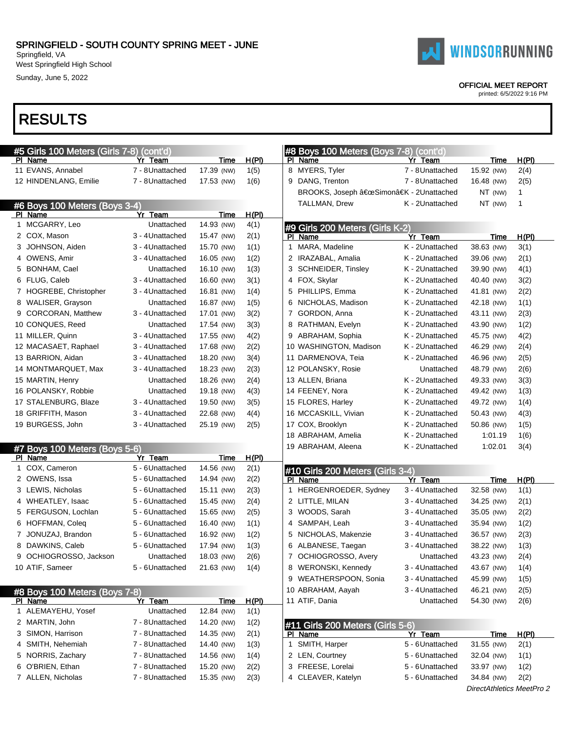SPRINGFIELD - SOUTH COUNTY SPRING MEET - JUNE
Springfield, VA
West Springfield High School
Sunday, June 5, 2022

OFFICIAL MEET REPORT
printed: 6/5/2022 9:16 PM

# RESULTS

## #5 Girls 100 Meters (Girls 7-8) (cont'd)

| Pl | Name | Yr | Team | Time | H(Pl) |
|---|---|---|---|---|---|
| 11 | EVANS, Annabel | 7 - 8 | Unattached | 17.39 (NW) | 1(5) |
| 12 | HINDENLANG, Emilie | 7 - 8 | Unattached | 17.53 (NW) | 1(6) |

## #6 Boys 100 Meters (Boys 3-4)

| Pl | Name | Yr | Team | Time | H(Pl) |
|---|---|---|---|---|---|
| 1 | MCGARRY, Leo | | Unattached | 14.93 (NW) | 4(1) |
| 2 | COX, Mason | 3 - 4 | Unattached | 15.47 (NW) | 2(1) |
| 3 | JOHNSON, Aiden | 3 - 4 | Unattached | 15.70 (NW) | 1(1) |
| 4 | OWENS, Amir | 3 - 4 | Unattached | 16.05 (NW) | 1(2) |
| 5 | BONHAM, Cael | | Unattached | 16.10 (NW) | 1(3) |
| 6 | FLUG, Caleb | 3 - 4 | Unattached | 16.60 (NW) | 3(1) |
| 7 | HOGREBE, Christopher | 3 - 4 | Unattached | 16.81 (NW) | 1(4) |
| 8 | WALISER, Grayson | | Unattached | 16.87 (NW) | 1(5) |
| 9 | CORCORAN, Matthew | 3 - 4 | Unattached | 17.01 (NW) | 3(2) |
| 10 | CONQUES, Reed | | Unattached | 17.54 (NW) | 3(3) |
| 11 | MILLER, Quinn | 3 - 4 | Unattached | 17.55 (NW) | 4(2) |
| 12 | MACASAET, Raphael | 3 - 4 | Unattached | 17.68 (NW) | 2(2) |
| 13 | BARRION, Aidan | 3 - 4 | Unattached | 18.20 (NW) | 3(4) |
| 14 | MONTMARQUET, Max | 3 - 4 | Unattached | 18.23 (NW) | 2(3) |
| 15 | MARTIN, Henry | | Unattached | 18.26 (NW) | 2(4) |
| 16 | POLANSKY, Robbie | | Unattached | 19.18 (NW) | 4(3) |
| 17 | STALENBURG, Blaze | 3 - 4 | Unattached | 19.50 (NW) | 3(5) |
| 18 | GRIFFITH, Mason | 3 - 4 | Unattached | 22.68 (NW) | 4(4) |
| 19 | BURGESS, John | 3 - 4 | Unattached | 25.19 (NW) | 2(5) |

## #7 Boys 100 Meters (Boys 5-6)

| Pl | Name | Yr | Team | Time | H(Pl) |
|---|---|---|---|---|---|
| 1 | COX, Cameron | 5 - 6 | Unattached | 14.56 (NW) | 2(1) |
| 2 | OWENS, Issa | 5 - 6 | Unattached | 14.94 (NW) | 2(2) |
| 3 | LEWIS, Nicholas | 5 - 6 | Unattached | 15.11 (NW) | 2(3) |
| 4 | WHEATLEY, Isaac | 5 - 6 | Unattached | 15.45 (NW) | 2(4) |
| 5 | FERGUSON, Lochlan | 5 - 6 | Unattached | 15.65 (NW) | 2(5) |
| 6 | HOFFMAN, Coleq | 5 - 6 | Unattached | 16.40 (NW) | 1(1) |
| 7 | JONUZAJ, Brandon | 5 - 6 | Unattached | 16.92 (NW) | 1(2) |
| 8 | DAWKINS, Caleb | 5 - 6 | Unattached | 17.94 (NW) | 1(3) |
| 9 | OCHIOGROSSO, Jackson | | Unattached | 18.03 (NW) | 2(6) |
| 10 | ATIF, Sameer | 5 - 6 | Unattached | 21.63 (NW) | 1(4) |

## #8 Boys 100 Meters (Boys 7-8)

| Pl | Name | Yr | Team | Time | H(Pl) |
|---|---|---|---|---|---|
| 1 | ALEMAYEHU, Yosef | | Unattached | 12.84 (NW) | 1(1) |
| 2 | MARTIN, John | 7 - 8 | Unattached | 14.20 (NW) | 1(2) |
| 3 | SIMON, Harrison | 7 - 8 | Unattached | 14.35 (NW) | 2(1) |
| 4 | SMITH, Nehemiah | 7 - 8 | Unattached | 14.40 (NW) | 1(3) |
| 5 | NORRIS, Zachary | 7 - 8 | Unattached | 14.56 (NW) | 1(4) |
| 6 | O'BRIEN, Ethan | 7 - 8 | Unattached | 15.20 (NW) | 2(2) |
| 7 | ALLEN, Nicholas | 7 - 8 | Unattached | 15.35 (NW) | 2(3) |
| 8 | MYERS, Tyler | 7 - 8 | Unattached | 15.92 (NW) | 2(4) |
| 9 | DANG, Trenton | 7 - 8 | Unattached | 16.48 (NW) | 2(5) |
| | BROOKS, Joseph â€œSimonâ€K | K - 2 | Unattached | NT (NW) | 1 |
| | TALLMAN, Drew | K - 2 | Unattached | NT (NW) | 1 |

## #9 Girls 200 Meters (Girls K-2)

| Pl | Name | Yr | Team | Time | H(Pl) |
|---|---|---|---|---|---|
| 1 | MARA, Madeline | K - 2 | Unattached | 38.63 (NW) | 3(1) |
| 2 | IRAZABAL, Amalia | K - 2 | Unattached | 39.06 (NW) | 2(1) |
| 3 | SCHNEIDER, Tinsley | K - 2 | Unattached | 39.90 (NW) | 4(1) |
| 4 | FOX, Skylar | K - 2 | Unattached | 40.40 (NW) | 3(2) |
| 5 | PHILLIPS, Emma | K - 2 | Unattached | 41.81 (NW) | 2(2) |
| 6 | NICHOLAS, Madison | K - 2 | Unattached | 42.18 (NW) | 1(1) |
| 7 | GORDON, Anna | K - 2 | Unattached | 43.11 (NW) | 2(3) |
| 8 | RATHMAN, Evelyn | K - 2 | Unattached | 43.90 (NW) | 1(2) |
| 9 | ABRAHAM, Sophia | K - 2 | Unattached | 45.75 (NW) | 4(2) |
| 10 | WASHINGTON, Madison | K - 2 | Unattached | 46.29 (NW) | 2(4) |
| 11 | DARMENOVA, Teia | K - 2 | Unattached | 46.96 (NW) | 2(5) |
| 12 | POLANSKY, Rosie | | Unattached | 48.79 (NW) | 2(6) |
| 13 | ALLEN, Briana | K - 2 | Unattached | 49.33 (NW) | 3(3) |
| 14 | FEENEY, Nora | K - 2 | Unattached | 49.42 (NW) | 1(3) |
| 15 | FLORES, Harley | K - 2 | Unattached | 49.72 (NW) | 1(4) |
| 16 | MCCASKILL, Vivian | K - 2 | Unattached | 50.43 (NW) | 4(3) |
| 17 | COX, Brooklyn | K - 2 | Unattached | 50.86 (NW) | 1(5) |
| 18 | ABRAHAM, Amelia | K - 2 | Unattached | 1:01.19 | 1(6) |
| 19 | ABRAHAM, Aleena | K - 2 | Unattached | 1:02.01 | 3(4) |

## #10 Girls 200 Meters (Girls 3-4)

| Pl | Name | Yr | Team | Time | H(Pl) |
|---|---|---|---|---|---|
| 1 | HERGENROEDER, Sydney | 3 - 4 | Unattached | 32.58 (NW) | 1(1) |
| 2 | LITTLE, MILAN | 3 - 4 | Unattached | 34.25 (NW) | 2(1) |
| 3 | WOODS, Sarah | 3 - 4 | Unattached | 35.05 (NW) | 2(2) |
| 4 | SAMPAH, Leah | 3 - 4 | Unattached | 35.94 (NW) | 1(2) |
| 5 | NICHOLAS, Makenzie | 3 - 4 | Unattached | 36.57 (NW) | 2(3) |
| 6 | ALBANESE, Taegan | 3 - 4 | Unattached | 38.22 (NW) | 1(3) |
| 7 | OCHIOGROSSO, Avery | | Unattached | 43.23 (NW) | 2(4) |
| 8 | WERONSKI, Kennedy | 3 - 4 | Unattached | 43.67 (NW) | 1(4) |
| 9 | WEATHERSPOON, Sonia | 3 - 4 | Unattached | 45.99 (NW) | 1(5) |
| 10 | ABRAHAM, Aayah | 3 - 4 | Unattached | 46.21 (NW) | 2(5) |
| 11 | ATIF, Dania | | Unattached | 54.30 (NW) | 2(6) |

## #11 Girls 200 Meters (Girls 5-6)

| Pl | Name | Yr | Team | Time | H(Pl) |
|---|---|---|---|---|---|
| 1 | SMITH, Harper | 5 - 6 | Unattached | 31.55 (NW) | 2(1) |
| 2 | LEN, Courtney | 5 - 6 | Unattached | 32.04 (NW) | 1(1) |
| 3 | FREESE, Lorelai | 5 - 6 | Unattached | 33.97 (NW) | 1(2) |
| 4 | CLEAVER, Katelyn | 5 - 6 | Unattached | 34.84 (NW) | 2(2) |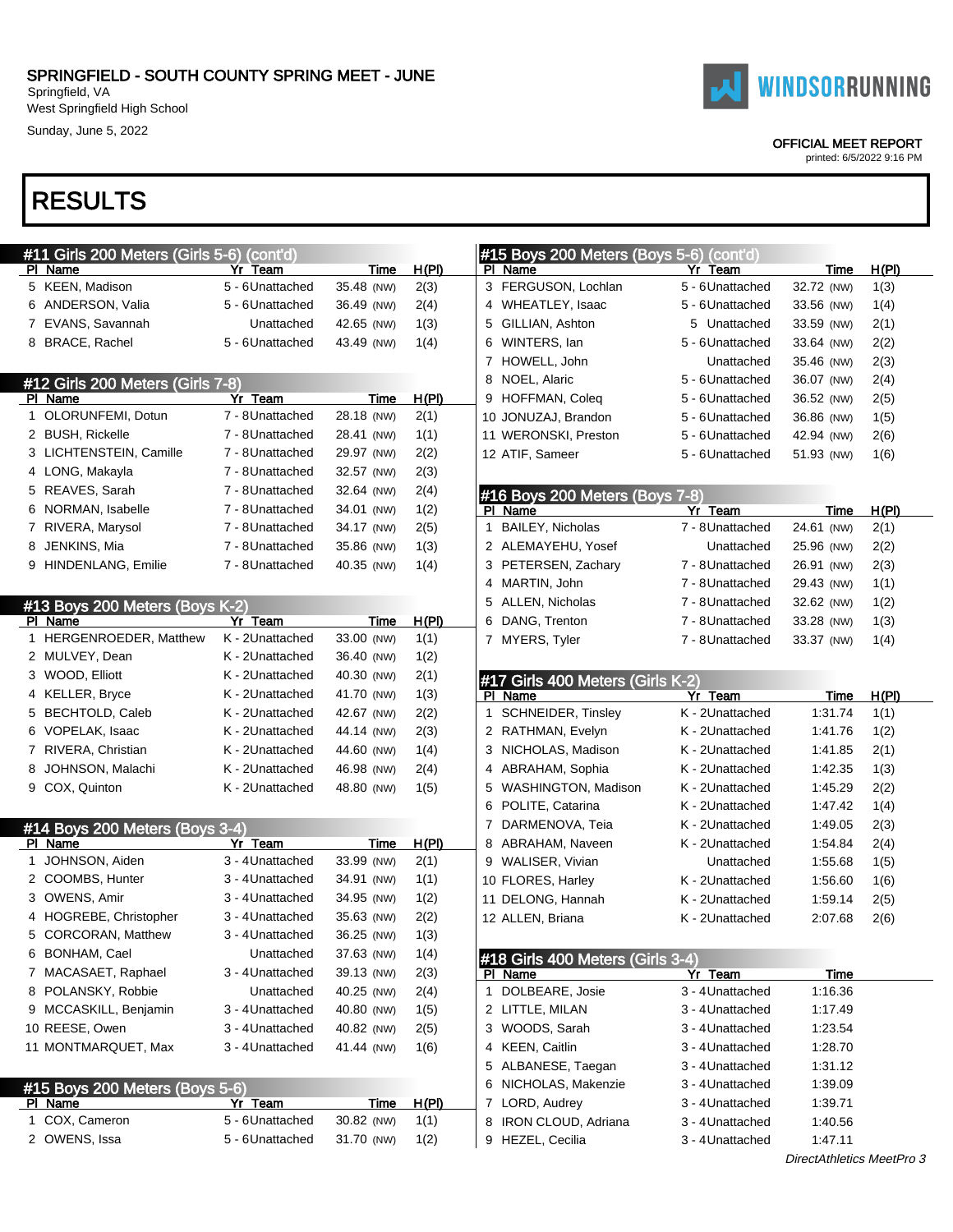SPRINGFIELD - SOUTH COUNTY SPRING MEET - JUNE
Springfield, VA
West Springfield High School
Sunday, June 5, 2022

OFFICIAL MEET REPORT
printed: 6/5/2022 9:16 PM

# RESULTS

## #11 Girls 200 Meters (Girls 5-6) (cont'd)

| Pl | Name | Yr | Team | Time | | H(Pl) |
|---|---|---|---|---|---|---|
| 5 | KEEN, Madison | 5 - 6 | Unattached | 35.48 | (NW) | 2(3) |
| 6 | ANDERSON, Valia | 5 - 6 | Unattached | 36.49 | (NW) | 2(4) |
| 7 | EVANS, Savannah | | Unattached | 42.65 | (NW) | 1(3) |
| 8 | BRACE, Rachel | 5 - 6 | Unattached | 43.49 | (NW) | 1(4) |

## #12 Girls 200 Meters (Girls 7-8)

| Pl | Name | Yr | Team | Time | | H(Pl) |
|---|---|---|---|---|---|---|
| 1 | OLORUNFEMI, Dotun | 7 - 8 | Unattached | 28.18 | (NW) | 2(1) |
| 2 | BUSH, Rickelle | 7 - 8 | Unattached | 28.41 | (NW) | 1(1) |
| 3 | LICHTENSTEIN, Camille | 7 - 8 | Unattached | 29.97 | (NW) | 2(2) |
| 4 | LONG, Makayla | 7 - 8 | Unattached | 32.57 | (NW) | 2(3) |
| 5 | REAVES, Sarah | 7 - 8 | Unattached | 32.64 | (NW) | 2(4) |
| 6 | NORMAN, Isabelle | 7 - 8 | Unattached | 34.01 | (NW) | 1(2) |
| 7 | RIVERA, Marysol | 7 - 8 | Unattached | 34.17 | (NW) | 2(5) |
| 8 | JENKINS, Mia | 7 - 8 | Unattached | 35.86 | (NW) | 1(3) |
| 9 | HINDENLANG, Emilie | 7 - 8 | Unattached | 40.35 | (NW) | 1(4) |

## #13 Boys 200 Meters (Boys K-2)

| Pl | Name | Yr | Team | Time | | H(Pl) |
|---|---|---|---|---|---|---|
| 1 | HERGENROEDER, Matthew | K - 2 | Unattached | 33.00 | (NW) | 1(1) |
| 2 | MULVEY, Dean | K - 2 | Unattached | 36.40 | (NW) | 1(2) |
| 3 | WOOD, Elliott | K - 2 | Unattached | 40.30 | (NW) | 2(1) |
| 4 | KELLER, Bryce | K - 2 | Unattached | 41.70 | (NW) | 1(3) |
| 5 | BECHTOLD, Caleb | K - 2 | Unattached | 42.67 | (NW) | 2(2) |
| 6 | VOPELAK, Isaac | K - 2 | Unattached | 44.14 | (NW) | 2(3) |
| 7 | RIVERA, Christian | K - 2 | Unattached | 44.60 | (NW) | 1(4) |
| 8 | JOHNSON, Malachi | K - 2 | Unattached | 46.98 | (NW) | 2(4) |
| 9 | COX, Quinton | K - 2 | Unattached | 48.80 | (NW) | 1(5) |

## #14 Boys 200 Meters (Boys 3-4)

| Pl | Name | Yr | Team | Time | | H(Pl) |
|---|---|---|---|---|---|---|
| 1 | JOHNSON, Aiden | 3 - 4 | Unattached | 33.99 | (NW) | 2(1) |
| 2 | COOMBS, Hunter | 3 - 4 | Unattached | 34.91 | (NW) | 1(1) |
| 3 | OWENS, Amir | 3 - 4 | Unattached | 34.95 | (NW) | 1(2) |
| 4 | HOGREBE, Christopher | 3 - 4 | Unattached | 35.63 | (NW) | 2(2) |
| 5 | CORCORAN, Matthew | 3 - 4 | Unattached | 36.25 | (NW) | 1(3) |
| 6 | BONHAM, Cael | | Unattached | 37.63 | (NW) | 1(4) |
| 7 | MACASAET, Raphael | 3 - 4 | Unattached | 39.13 | (NW) | 2(3) |
| 8 | POLANSKY, Robbie | | Unattached | 40.25 | (NW) | 2(4) |
| 9 | MCCASKILL, Benjamin | 3 - 4 | Unattached | 40.80 | (NW) | 1(5) |
| 10 | REESE, Owen | 3 - 4 | Unattached | 40.82 | (NW) | 2(5) |
| 11 | MONTMARQUET, Max | 3 - 4 | Unattached | 41.44 | (NW) | 1(6) |

## #15 Boys 200 Meters (Boys 5-6)

| Pl | Name | Yr | Team | Time | | H(Pl) |
|---|---|---|---|---|---|---|
| 1 | COX, Cameron | 5 - 6 | Unattached | 30.82 | (NW) | 1(1) |
| 2 | OWENS, Issa | 5 - 6 | Unattached | 31.70 | (NW) | 1(2) |
| 3 | FERGUSON, Lochlan | 5 - 6 | Unattached | 32.72 | (NW) | 1(3) |
| 4 | WHEATLEY, Isaac | 5 - 6 | Unattached | 33.56 | (NW) | 1(4) |
| 5 | GILLIAN, Ashton | 5 | Unattached | 33.59 | (NW) | 2(1) |
| 6 | WINTERS, Ian | 5 - 6 | Unattached | 33.64 | (NW) | 2(2) |
| 7 | HOWELL, John | | Unattached | 35.46 | (NW) | 2(3) |
| 8 | NOEL, Alaric | 5 - 6 | Unattached | 36.07 | (NW) | 2(4) |
| 9 | HOFFMAN, Coleq | 5 - 6 | Unattached | 36.52 | (NW) | 2(5) |
| 10 | JONUZAJ, Brandon | 5 - 6 | Unattached | 36.86 | (NW) | 1(5) |
| 11 | WERONSKI, Preston | 5 - 6 | Unattached | 42.94 | (NW) | 2(6) |
| 12 | ATIF, Sameer | 5 - 6 | Unattached | 51.93 | (NW) | 1(6) |

## #16 Boys 200 Meters (Boys 7-8)

| Pl | Name | Yr | Team | Time | | H(Pl) |
|---|---|---|---|---|---|---|
| 1 | BAILEY, Nicholas | 7 - 8 | Unattached | 24.61 | (NW) | 2(1) |
| 2 | ALEMAYEHU, Yosef | | Unattached | 25.96 | (NW) | 2(2) |
| 3 | PETERSEN, Zachary | 7 - 8 | Unattached | 26.91 | (NW) | 2(3) |
| 4 | MARTIN, John | 7 - 8 | Unattached | 29.43 | (NW) | 1(1) |
| 5 | ALLEN, Nicholas | 7 - 8 | Unattached | 32.62 | (NW) | 1(2) |
| 6 | DANG, Trenton | 7 - 8 | Unattached | 33.28 | (NW) | 1(3) |
| 7 | MYERS, Tyler | 7 - 8 | Unattached | 33.37 | (NW) | 1(4) |

## #17 Girls 400 Meters (Girls K-2)

| Pl | Name | Yr | Team | Time | H(Pl) |
|---|---|---|---|---|---|
| 1 | SCHNEIDER, Tinsley | K - 2 | Unattached | 1:31.74 | 1(1) |
| 2 | RATHMAN, Evelyn | K - 2 | Unattached | 1:41.76 | 1(2) |
| 3 | NICHOLAS, Madison | K - 2 | Unattached | 1:41.85 | 2(1) |
| 4 | ABRAHAM, Sophia | K - 2 | Unattached | 1:42.35 | 1(3) |
| 5 | WASHINGTON, Madison | K - 2 | Unattached | 1:45.29 | 2(2) |
| 6 | POLITE, Catarina | K - 2 | Unattached | 1:47.42 | 1(4) |
| 7 | DARMENOVA, Teia | K - 2 | Unattached | 1:49.05 | 2(3) |
| 8 | ABRAHAM, Naveen | K - 2 | Unattached | 1:54.84 | 2(4) |
| 9 | WALISER, Vivian | | Unattached | 1:55.68 | 1(5) |
| 10 | FLORES, Harley | K - 2 | Unattached | 1:56.60 | 1(6) |
| 11 | DELONG, Hannah | K - 2 | Unattached | 1:59.14 | 2(5) |
| 12 | ALLEN, Briana | K - 2 | Unattached | 2:07.68 | 2(6) |

## #18 Girls 400 Meters (Girls 3-4)

| Pl | Name | Yr | Team | Time |
|---|---|---|---|---|
| 1 | DOLBEARE, Josie | 3 - 4 | Unattached | 1:16.36 |
| 2 | LITTLE, MILAN | 3 - 4 | Unattached | 1:17.49 |
| 3 | WOODS, Sarah | 3 - 4 | Unattached | 1:23.54 |
| 4 | KEEN, Caitlin | 3 - 4 | Unattached | 1:28.70 |
| 5 | ALBANESE, Taegan | 3 - 4 | Unattached | 1:31.12 |
| 6 | NICHOLAS, Makenzie | 3 - 4 | Unattached | 1:39.09 |
| 7 | LORD, Audrey | 3 - 4 | Unattached | 1:39.71 |
| 8 | IRON CLOUD, Adriana | 3 - 4 | Unattached | 1:40.56 |
| 9 | HEZEL, Cecilia | 3 - 4 | Unattached | 1:47.11 |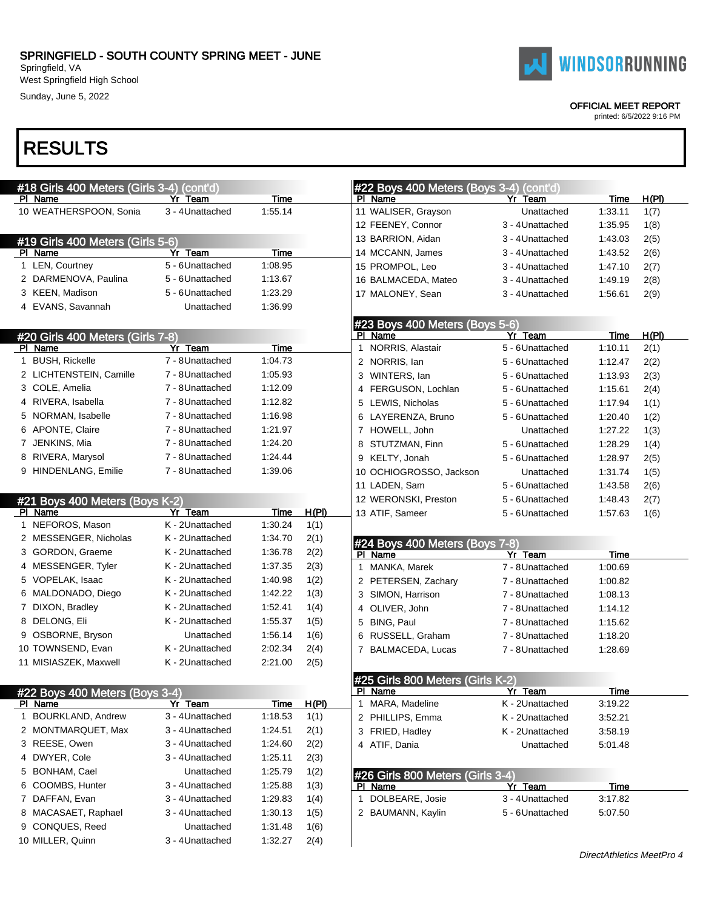# SPRINGFIELD - SOUTH COUNTY SPRING MEET - JUNE

Springfield, VA
West Springfield High School
Sunday, June 5, 2022

OFFICIAL MEET REPORT
printed: 6/5/2022 9:16 PM

# RESULTS

## #18 Girls 400 Meters (Girls 3-4) (cont'd)

| Pl | Name | Yr | Team | Time |
|---|---|---|---|---|
| 10 | WEATHERSPOON, Sonia | 3 - 4 | Unattached | 1:55.14 |

## #19 Girls 400 Meters (Girls 5-6)

| Pl | Name | Yr | Team | Time |
|---|---|---|---|---|
| 1 | LEN, Courtney | 5 - 6 | Unattached | 1:08.95 |
| 2 | DARMENOVA, Paulina | 5 - 6 | Unattached | 1:13.67 |
| 3 | KEEN, Madison | 5 - 6 | Unattached | 1:23.29 |
| 4 | EVANS, Savannah | | Unattached | 1:36.99 |

## #20 Girls 400 Meters (Girls 7-8)

| Pl | Name | Yr | Team | Time |
|---|---|---|---|---|
| 1 | BUSH, Rickelle | 7 - 8 | Unattached | 1:04.73 |
| 2 | LICHTENSTEIN, Camille | 7 - 8 | Unattached | 1:05.93 |
| 3 | COLE, Amelia | 7 - 8 | Unattached | 1:12.09 |
| 4 | RIVERA, Isabella | 7 - 8 | Unattached | 1:12.82 |
| 5 | NORMAN, Isabelle | 7 - 8 | Unattached | 1:16.98 |
| 6 | APONTE, Claire | 7 - 8 | Unattached | 1:21.97 |
| 7 | JENKINS, Mia | 7 - 8 | Unattached | 1:24.20 |
| 8 | RIVERA, Marysol | 7 - 8 | Unattached | 1:24.44 |
| 9 | HINDENLANG, Emilie | 7 - 8 | Unattached | 1:39.06 |

## #21 Boys 400 Meters (Boys K-2)

| Pl | Name | Yr | Team | Time | H(Pl) |
|---|---|---|---|---|---|
| 1 | NEFOROS, Mason | K - 2 | Unattached | 1:30.24 | 1(1) |
| 2 | MESSENGER, Nicholas | K - 2 | Unattached | 1:34.70 | 2(1) |
| 3 | GORDON, Graeme | K - 2 | Unattached | 1:36.78 | 2(2) |
| 4 | MESSENGER, Tyler | K - 2 | Unattached | 1:37.35 | 2(3) |
| 5 | VOPELAK, Isaac | K - 2 | Unattached | 1:40.98 | 1(2) |
| 6 | MALDONADO, Diego | K - 2 | Unattached | 1:42.22 | 1(3) |
| 7 | DIXON, Bradley | K - 2 | Unattached | 1:52.41 | 1(4) |
| 8 | DELONG, Eli | K - 2 | Unattached | 1:55.37 | 1(5) |
| 9 | OSBORNE, Bryson | | Unattached | 1:56.14 | 1(6) |
| 10 | TOWNSEND, Evan | K - 2 | Unattached | 2:02.34 | 2(4) |
| 11 | MISIASZEK, Maxwell | K - 2 | Unattached | 2:21.00 | 2(5) |

## #22 Boys 400 Meters (Boys 3-4)

| Pl | Name | Yr | Team | Time | H(Pl) |
|---|---|---|---|---|---|
| 1 | BOURKLAND, Andrew | 3 - 4 | Unattached | 1:18.53 | 1(1) |
| 2 | MONTMARQUET, Max | 3 - 4 | Unattached | 1:24.51 | 2(1) |
| 3 | REESE, Owen | 3 - 4 | Unattached | 1:24.60 | 2(2) |
| 4 | DWYER, Cole | 3 - 4 | Unattached | 1:25.11 | 2(3) |
| 5 | BONHAM, Cael | | Unattached | 1:25.79 | 1(2) |
| 6 | COOMBS, Hunter | 3 - 4 | Unattached | 1:25.88 | 1(3) |
| 7 | DAFFAN, Evan | 3 - 4 | Unattached | 1:29.83 | 1(4) |
| 8 | MACASAET, Raphael | 3 - 4 | Unattached | 1:30.13 | 1(5) |
| 9 | CONQUES, Reed | | Unattached | 1:31.48 | 1(6) |
| 10 | MILLER, Quinn | 3 - 4 | Unattached | 1:32.27 | 2(4) |
| 11 | WALISER, Grayson | | Unattached | 1:33.11 | 1(7) |
| 12 | FEENEY, Connor | 3 - 4 | Unattached | 1:35.95 | 1(8) |
| 13 | BARRION, Aidan | 3 - 4 | Unattached | 1:43.03 | 2(5) |
| 14 | MCCANN, James | 3 - 4 | Unattached | 1:43.52 | 2(6) |
| 15 | PROMPOL, Leo | 3 - 4 | Unattached | 1:47.10 | 2(7) |
| 16 | BALMACEDA, Mateo | 3 - 4 | Unattached | 1:49.19 | 2(8) |
| 17 | MALONEY, Sean | 3 - 4 | Unattached | 1:56.61 | 2(9) |

## #23 Boys 400 Meters (Boys 5-6)

| Pl | Name | Yr | Team | Time | H(Pl) |
|---|---|---|---|---|---|
| 1 | NORRIS, Alastair | 5 - 6 | Unattached | 1:10.11 | 2(1) |
| 2 | NORRIS, Ian | 5 - 6 | Unattached | 1:12.47 | 2(2) |
| 3 | WINTERS, Ian | 5 - 6 | Unattached | 1:13.93 | 2(3) |
| 4 | FERGUSON, Lochlan | 5 - 6 | Unattached | 1:15.61 | 2(4) |
| 5 | LEWIS, Nicholas | 5 - 6 | Unattached | 1:17.94 | 1(1) |
| 6 | LAYERENZA, Bruno | 5 - 6 | Unattached | 1:20.40 | 1(2) |
| 7 | HOWELL, John | | Unattached | 1:27.22 | 1(3) |
| 8 | STUTZMAN, Finn | 5 - 6 | Unattached | 1:28.29 | 1(4) |
| 9 | KELTY, Jonah | 5 - 6 | Unattached | 1:28.97 | 2(5) |
| 10 | OCHIOGROSSO, Jackson | | Unattached | 1:31.74 | 1(5) |
| 11 | LADEN, Sam | 5 - 6 | Unattached | 1:43.58 | 2(6) |
| 12 | WERONSKI, Preston | 5 - 6 | Unattached | 1:48.43 | 2(7) |
| 13 | ATIF, Sameer | 5 - 6 | Unattached | 1:57.63 | 1(6) |

## #24 Boys 400 Meters (Boys 7-8)

| Pl | Name | Yr | Team | Time |
|---|---|---|---|---|
| 1 | MANKA, Marek | 7 - 8 | Unattached | 1:00.69 |
| 2 | PETERSEN, Zachary | 7 - 8 | Unattached | 1:00.82 |
| 3 | SIMON, Harrison | 7 - 8 | Unattached | 1:08.13 |
| 4 | OLIVER, John | 7 - 8 | Unattached | 1:14.12 |
| 5 | BING, Paul | 7 - 8 | Unattached | 1:15.62 |
| 6 | RUSSELL, Graham | 7 - 8 | Unattached | 1:18.20 |
| 7 | BALMACEDA, Lucas | 7 - 8 | Unattached | 1:28.69 |

## #25 Girls 800 Meters (Girls K-2)

| Pl | Name | Yr | Team | Time |
|---|---|---|---|---|
| 1 | MARA, Madeline | K - 2 | Unattached | 3:19.22 |
| 2 | PHILLIPS, Emma | K - 2 | Unattached | 3:52.21 |
| 3 | FRIED, Hadley | K - 2 | Unattached | 3:58.19 |
| 4 | ATIF, Dania | | Unattached | 5:01.48 |

## #26 Girls 800 Meters (Girls 3-4)

| Pl | Name | Yr | Team | Time |
|---|---|---|---|---|
| 1 | DOLBEARE, Josie | 3 - 4 | Unattached | 3:17.82 |
| 2 | BAUMANN, Kaylin | 5 - 6 | Unattached | 5:07.50 |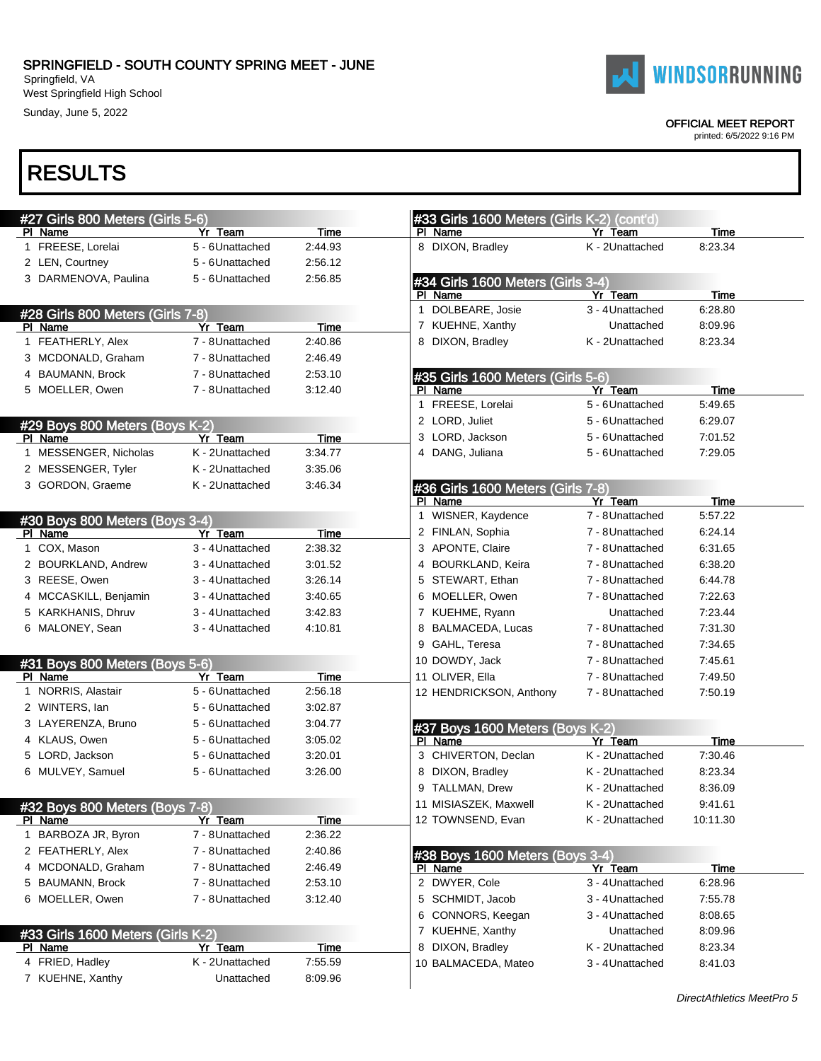# SPRINGFIELD - SOUTH COUNTY SPRING MEET - JUNE

Springfield, VA
West Springfield High School
Sunday, June 5, 2022

OFFICIAL MEET REPORT
printed: 6/5/2022 9:16 PM

## RESULTS

### #27 Girls 800 Meters (Girls 5-6)

| Pl | Name | Yr | Team | Time |
|---|---|---|---|---|
| 1 | FREESE, Lorelai | 5 - 6 | Unattached | 2:44.93 |
| 2 | LEN, Courtney | 5 - 6 | Unattached | 2:56.12 |
| 3 | DARMENOVA, Paulina | 5 - 6 | Unattached | 2:56.85 |

### #28 Girls 800 Meters (Girls 7-8)

| Pl | Name | Yr | Team | Time |
|---|---|---|---|---|
| 1 | FEATHERLY, Alex | 7 - 8 | Unattached | 2:40.86 |
| 3 | MCDONALD, Graham | 7 - 8 | Unattached | 2:46.49 |
| 4 | BAUMANN, Brock | 7 - 8 | Unattached | 2:53.10 |
| 5 | MOELLER, Owen | 7 - 8 | Unattached | 3:12.40 |

### #29 Boys 800 Meters (Boys K-2)

| Pl | Name | Yr | Team | Time |
|---|---|---|---|---|
| 1 | MESSENGER, Nicholas | K - 2 | Unattached | 3:34.77 |
| 2 | MESSENGER, Tyler | K - 2 | Unattached | 3:35.06 |
| 3 | GORDON, Graeme | K - 2 | Unattached | 3:46.34 |

### #30 Boys 800 Meters (Boys 3-4)

| Pl | Name | Yr | Team | Time |
|---|---|---|---|---|
| 1 | COX, Mason | 3 - 4 | Unattached | 2:38.32 |
| 2 | BOURKLAND, Andrew | 3 - 4 | Unattached | 3:01.52 |
| 3 | REESE, Owen | 3 - 4 | Unattached | 3:26.14 |
| 4 | MCCASKILL, Benjamin | 3 - 4 | Unattached | 3:40.65 |
| 5 | KARKHANIS, Dhruv | 3 - 4 | Unattached | 3:42.83 |
| 6 | MALONEY, Sean | 3 - 4 | Unattached | 4:10.81 |

### #31 Boys 800 Meters (Boys 5-6)

| Pl | Name | Yr | Team | Time |
|---|---|---|---|---|
| 1 | NORRIS, Alastair | 5 - 6 | Unattached | 2:56.18 |
| 2 | WINTERS, Ian | 5 - 6 | Unattached | 3:02.87 |
| 3 | LAYERENZA, Bruno | 5 - 6 | Unattached | 3:04.77 |
| 4 | KLAUS, Owen | 5 - 6 | Unattached | 3:05.02 |
| 5 | LORD, Jackson | 5 - 6 | Unattached | 3:20.01 |
| 6 | MULVEY, Samuel | 5 - 6 | Unattached | 3:26.00 |

### #32 Boys 800 Meters (Boys 7-8)

| Pl | Name | Yr | Team | Time |
|---|---|---|---|---|
| 1 | BARBOZA JR, Byron | 7 - 8 | Unattached | 2:36.22 |
| 2 | FEATHERLY, Alex | 7 - 8 | Unattached | 2:40.86 |
| 4 | MCDONALD, Graham | 7 - 8 | Unattached | 2:46.49 |
| 5 | BAUMANN, Brock | 7 - 8 | Unattached | 2:53.10 |
| 6 | MOELLER, Owen | 7 - 8 | Unattached | 3:12.40 |

### #33 Girls 1600 Meters (Girls K-2)

| Pl | Name | Yr | Team | Time |
|---|---|---|---|---|
| 4 | FRIED, Hadley | K - 2 | Unattached | 7:55.59 |
| 7 | KUEHNE, Xanthy | | Unattached | 8:09.96 |
| 8 | DIXON, Bradley | K - 2 | Unattached | 8:23.34 |

### #34 Girls 1600 Meters (Girls 3-4)

| Pl | Name | Yr | Team | Time |
|---|---|---|---|---|
| 1 | DOLBEARE, Josie | 3 - 4 | Unattached | 6:28.80 |
| 7 | KUEHNE, Xanthy | | Unattached | 8:09.96 |
| 8 | DIXON, Bradley | K - 2 | Unattached | 8:23.34 |

### #35 Girls 1600 Meters (Girls 5-6)

| Pl | Name | Yr | Team | Time |
|---|---|---|---|---|
| 1 | FREESE, Lorelai | 5 - 6 | Unattached | 5:49.65 |
| 2 | LORD, Juliet | 5 - 6 | Unattached | 6:29.07 |
| 3 | LORD, Jackson | 5 - 6 | Unattached | 7:01.52 |
| 4 | DANG, Juliana | 5 - 6 | Unattached | 7:29.05 |

### #36 Girls 1600 Meters (Girls 7-8)

| Pl | Name | Yr | Team | Time |
|---|---|---|---|---|
| 1 | WISNER, Kaydence | 7 - 8 | Unattached | 5:57.22 |
| 2 | FINLAN, Sophia | 7 - 8 | Unattached | 6:24.14 |
| 3 | APONTE, Claire | 7 - 8 | Unattached | 6:31.65 |
| 4 | BOURKLAND, Keira | 7 - 8 | Unattached | 6:38.20 |
| 5 | STEWART, Ethan | 7 - 8 | Unattached | 6:44.78 |
| 6 | MOELLER, Owen | 7 - 8 | Unattached | 7:22.63 |
| 7 | KUEHME, Ryann | | Unattached | 7:23.44 |
| 8 | BALMACEDA, Lucas | 7 - 8 | Unattached | 7:31.30 |
| 9 | GAHL, Teresa | 7 - 8 | Unattached | 7:34.65 |
| 10 | DOWDY, Jack | 7 - 8 | Unattached | 7:45.61 |
| 11 | OLIVER, Ella | 7 - 8 | Unattached | 7:49.50 |
| 12 | HENDRICKSON, Anthony | 7 - 8 | Unattached | 7:50.19 |

### #37 Boys 1600 Meters (Boys K-2)

| Pl | Name | Yr | Team | Time |
|---|---|---|---|---|
| 3 | CHIVERTON, Declan | K - 2 | Unattached | 7:30.46 |
| 8 | DIXON, Bradley | K - 2 | Unattached | 8:23.34 |
| 9 | TALLMAN, Drew | K - 2 | Unattached | 8:36.09 |
| 11 | MISIASZEK, Maxwell | K - 2 | Unattached | 9:41.61 |
| 12 | TOWNSEND, Evan | K - 2 | Unattached | 10:11.30 |

### #38 Boys 1600 Meters (Boys 3-4)

| Pl | Name | Yr | Team | Time |
|---|---|---|---|---|
| 2 | DWYER, Cole | 3 - 4 | Unattached | 6:28.96 |
| 5 | SCHMIDT, Jacob | 3 - 4 | Unattached | 7:55.78 |
| 6 | CONNORS, Keegan | 3 - 4 | Unattached | 8:08.65 |
| 7 | KUEHNE, Xanthy | | Unattached | 8:09.96 |
| 8 | DIXON, Bradley | K - 2 | Unattached | 8:23.34 |
| 10 | BALMACEDA, Mateo | 3 - 4 | Unattached | 8:41.03 |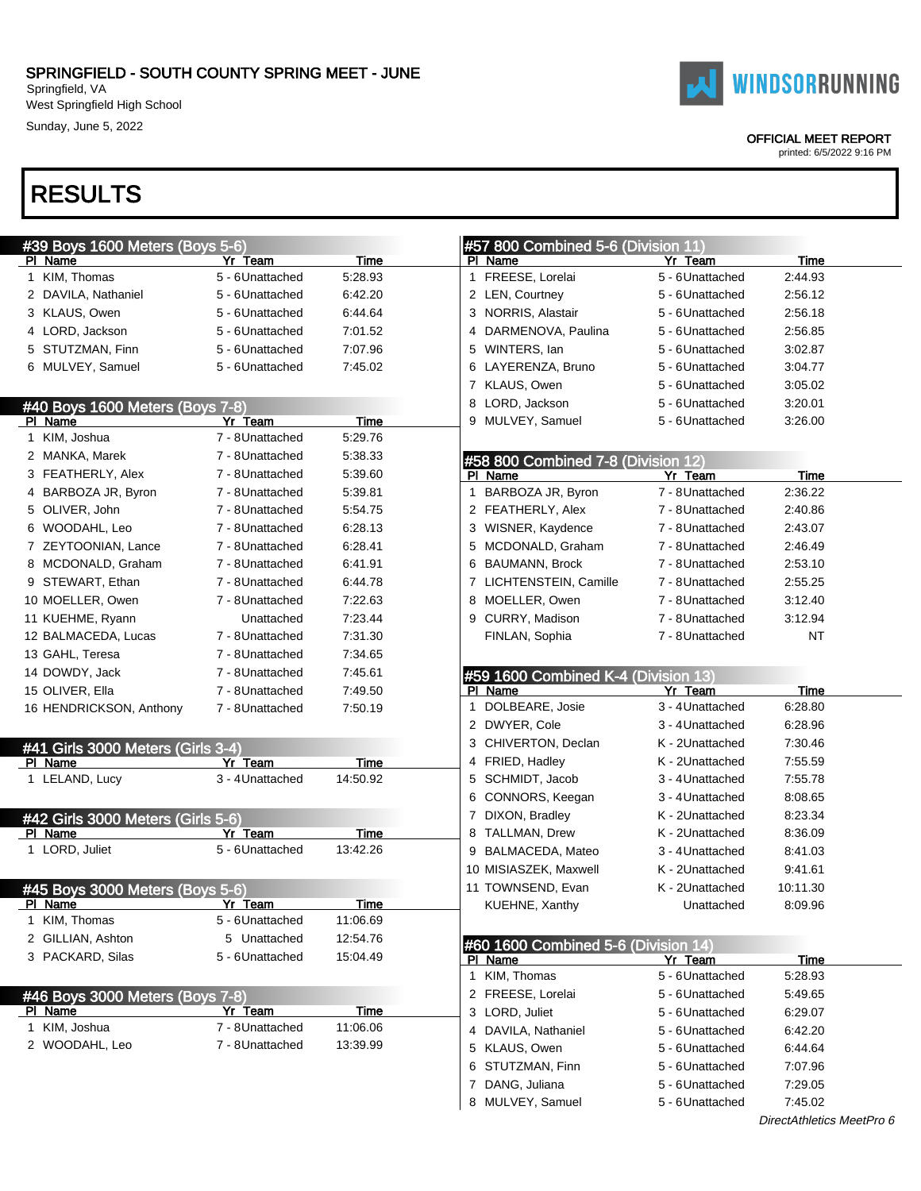SPRINGFIELD - SOUTH COUNTY SPRING MEET - JUNE
Springfield, VA
West Springfield High School
Sunday, June 5, 2022

OFFICIAL MEET REPORT
printed: 6/5/2022 9:16 PM

# RESULTS

## #39 Boys 1600 Meters (Boys 5-6)

| Pl | Name | Yr | Team | Time |
|---|---|---|---|---|
| 1 | KIM, Thomas | 5 - 6 | Unattached | 5:28.93 |
| 2 | DAVILA, Nathaniel | 5 - 6 | Unattached | 6:42.20 |
| 3 | KLAUS, Owen | 5 - 6 | Unattached | 6:44.64 |
| 4 | LORD, Jackson | 5 - 6 | Unattached | 7:01.52 |
| 5 | STUTZMAN, Finn | 5 - 6 | Unattached | 7:07.96 |
| 6 | MULVEY, Samuel | 5 - 6 | Unattached | 7:45.02 |

## #40 Boys 1600 Meters (Boys 7-8)

| Pl | Name | Yr | Team | Time |
|---|---|---|---|---|
| 1 | KIM, Joshua | 7 - 8 | Unattached | 5:29.76 |
| 2 | MANKA, Marek | 7 - 8 | Unattached | 5:38.33 |
| 3 | FEATHERLY, Alex | 7 - 8 | Unattached | 5:39.60 |
| 4 | BARBOZA JR, Byron | 7 - 8 | Unattached | 5:39.81 |
| 5 | OLIVER, John | 7 - 8 | Unattached | 5:54.75 |
| 6 | WOODAHL, Leo | 7 - 8 | Unattached | 6:28.13 |
| 7 | ZEYTOONIAN, Lance | 7 - 8 | Unattached | 6:28.41 |
| 8 | MCDONALD, Graham | 7 - 8 | Unattached | 6:41.91 |
| 9 | STEWART, Ethan | 7 - 8 | Unattached | 6:44.78 |
| 10 | MOELLER, Owen | 7 - 8 | Unattached | 7:22.63 |
| 11 | KUEHME, Ryann | | Unattached | 7:23.44 |
| 12 | BALMACEDA, Lucas | 7 - 8 | Unattached | 7:31.30 |
| 13 | GAHL, Teresa | 7 - 8 | Unattached | 7:34.65 |
| 14 | DOWDY, Jack | 7 - 8 | Unattached | 7:45.61 |
| 15 | OLIVER, Ella | 7 - 8 | Unattached | 7:49.50 |
| 16 | HENDRICKSON, Anthony | 7 - 8 | Unattached | 7:50.19 |

## #41 Girls 3000 Meters (Girls 3-4)

| Pl | Name | Yr | Team | Time |
|---|---|---|---|---|
| 1 | LELAND, Lucy | 3 - 4 | Unattached | 14:50.92 |

## #42 Girls 3000 Meters (Girls 5-6)

| Pl | Name | Yr | Team | Time |
|---|---|---|---|---|
| 1 | LORD, Juliet | 5 - 6 | Unattached | 13:42.26 |

## #45 Boys 3000 Meters (Boys 5-6)

| Pl | Name | Yr | Team | Time |
|---|---|---|---|---|
| 1 | KIM, Thomas | 5 - 6 | Unattached | 11:06.69 |
| 2 | GILLIAN, Ashton | 5 | Unattached | 12:54.76 |
| 3 | PACKARD, Silas | 5 - 6 | Unattached | 15:04.49 |

## #46 Boys 3000 Meters (Boys 7-8)

| Pl | Name | Yr | Team | Time |
|---|---|---|---|---|
| 1 | KIM, Joshua | 7 - 8 | Unattached | 11:06.06 |
| 2 | WOODAHL, Leo | 7 - 8 | Unattached | 13:39.99 |

## #57 800 Combined 5-6 (Division 11)

| Pl | Name | Yr | Team | Time |
|---|---|---|---|---|
| 1 | FREESE, Lorelai | 5 - 6 | Unattached | 2:44.93 |
| 2 | LEN, Courtney | 5 - 6 | Unattached | 2:56.12 |
| 3 | NORRIS, Alastair | 5 - 6 | Unattached | 2:56.18 |
| 4 | DARMENOVA, Paulina | 5 - 6 | Unattached | 2:56.85 |
| 5 | WINTERS, Ian | 5 - 6 | Unattached | 3:02.87 |
| 6 | LAYERENZA, Bruno | 5 - 6 | Unattached | 3:04.77 |
| 7 | KLAUS, Owen | 5 - 6 | Unattached | 3:05.02 |
| 8 | LORD, Jackson | 5 - 6 | Unattached | 3:20.01 |
| 9 | MULVEY, Samuel | 5 - 6 | Unattached | 3:26.00 |

## #58 800 Combined 7-8 (Division 12)

| Pl | Name | Yr | Team | Time |
|---|---|---|---|---|
| 1 | BARBOZA JR, Byron | 7 - 8 | Unattached | 2:36.22 |
| 2 | FEATHERLY, Alex | 7 - 8 | Unattached | 2:40.86 |
| 3 | WISNER, Kaydence | 7 - 8 | Unattached | 2:43.07 |
| 5 | MCDONALD, Graham | 7 - 8 | Unattached | 2:46.49 |
| 6 | BAUMANN, Brock | 7 - 8 | Unattached | 2:53.10 |
| 7 | LICHTENSTEIN, Camille | 7 - 8 | Unattached | 2:55.25 |
| 8 | MOELLER, Owen | 7 - 8 | Unattached | 3:12.40 |
| 9 | CURRY, Madison | 7 - 8 | Unattached | 3:12.94 |
| | FINLAN, Sophia | 7 - 8 | Unattached | NT |

## #59 1600 Combined K-4 (Division 13)

| Pl | Name | Yr | Team | Time |
|---|---|---|---|---|
| 1 | DOLBEARE, Josie | 3 - 4 | Unattached | 6:28.80 |
| 2 | DWYER, Cole | 3 - 4 | Unattached | 6:28.96 |
| 3 | CHIVERTON, Declan | K - 2 | Unattached | 7:30.46 |
| 4 | FRIED, Hadley | K - 2 | Unattached | 7:55.59 |
| 5 | SCHMIDT, Jacob | 3 - 4 | Unattached | 7:55.78 |
| 6 | CONNORS, Keegan | 3 - 4 | Unattached | 8:08.65 |
| 7 | DIXON, Bradley | K - 2 | Unattached | 8:23.34 |
| 8 | TALLMAN, Drew | K - 2 | Unattached | 8:36.09 |
| 9 | BALMACEDA, Mateo | 3 - 4 | Unattached | 8:41.03 |
| 10 | MISIASZEK, Maxwell | K - 2 | Unattached | 9:41.61 |
| 11 | TOWNSEND, Evan | K - 2 | Unattached | 10:11.30 |
| | KUEHNE, Xanthy | | Unattached | 8:09.96 |

## #60 1600 Combined 5-6 (Division 14)

| Pl | Name | Yr | Team | Time |
|---|---|---|---|---|
| 1 | KIM, Thomas | 5 - 6 | Unattached | 5:28.93 |
| 2 | FREESE, Lorelai | 5 - 6 | Unattached | 5:49.65 |
| 3 | LORD, Juliet | 5 - 6 | Unattached | 6:29.07 |
| 4 | DAVILA, Nathaniel | 5 - 6 | Unattached | 6:42.20 |
| 5 | KLAUS, Owen | 5 - 6 | Unattached | 6:44.64 |
| 6 | STUTZMAN, Finn | 5 - 6 | Unattached | 7:07.96 |
| 7 | DANG, Juliana | 5 - 6 | Unattached | 7:29.05 |
| 8 | MULVEY, Samuel | 5 - 6 | Unattached | 7:45.02 |

*DirectAthletics MeetPro 6*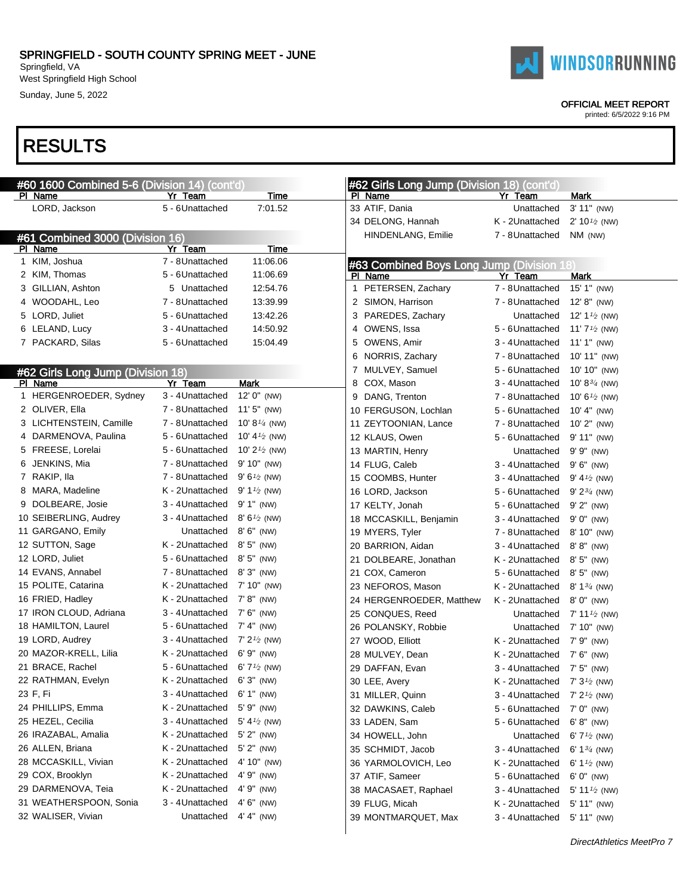## #60 1600 Combined 5-6 (Division 14) (cont'd)

| Pl | Name | Yr | Team | Time |
|---|---|---|---|---|
| | LORD, Jackson | 5 - 6 | Unattached | 7:01.52 |

## #61 Combined 3000 (Division 16)

| Pl | Name | Yr | Team | Time |
|---|---|---|---|---|
| 1 | KIM, Joshua | 7 - 8 | Unattached | 11:06.06 |
| 2 | KIM, Thomas | 5 - 6 | Unattached | 11:06.69 |
| 3 | GILLIAN, Ashton | 5 | Unattached | 12:54.76 |
| 4 | WOODAHL, Leo | 7 - 8 | Unattached | 13:39.99 |
| 5 | LORD, Juliet | 5 - 6 | Unattached | 13:42.26 |
| 6 | LELAND, Lucy | 3 - 4 | Unattached | 14:50.92 |
| 7 | PACKARD, Silas | 5 - 6 | Unattached | 15:04.49 |

## #62 Girls Long Jump (Division 18)

| Pl | Name | Yr | Team | Mark |
|---|---|---|---|---|
| 1 | HERGENROEDER, Sydney | 3 - 4 | Unattached | 12' 0" (NW) |
| 2 | OLIVER, Ella | 7 - 8 | Unattached | 11' 5" (NW) |
| 3 | LICHTENSTEIN, Camille | 7 - 8 | Unattached | 10' 8¼ (NW) |
| 4 | DARMENOVA, Paulina | 5 - 6 | Unattached | 10' 4½ (NW) |
| 5 | FREESE, Lorelai | 5 - 6 | Unattached | 10' 2½ (NW) |
| 6 | JENKINS, Mia | 7 - 8 | Unattached | 9' 10" (NW) |
| 7 | RAKIP, Ila | 7 - 8 | Unattached | 9' 6½ (NW) |
| 8 | MARA, Madeline | K - 2 | Unattached | 9' 1½ (NW) |
| 9 | DOLBEARE, Josie | 3 - 4 | Unattached | 9' 1" (NW) |
| 10 | SEIBERLING, Audrey | 3 - 4 | Unattached | 8' 6½ (NW) |
| 11 | GARGANO, Emily | | Unattached | 8' 6" (NW) |
| 12 | SUTTON, Sage | K - 2 | Unattached | 8' 5" (NW) |
| 12 | LORD, Juliet | 5 - 6 | Unattached | 8' 5" (NW) |
| 14 | EVANS, Annabel | 7 - 8 | Unattached | 8' 3" (NW) |
| 15 | POLITE, Catarina | K - 2 | Unattached | 7' 10" (NW) |
| 16 | FRIED, Hadley | K - 2 | Unattached | 7' 8" (NW) |
| 17 | IRON CLOUD, Adriana | 3 - 4 | Unattached | 7' 6" (NW) |
| 18 | HAMILTON, Laurel | 5 - 6 | Unattached | 7' 4" (NW) |
| 19 | LORD, Audrey | 3 - 4 | Unattached | 7' 2½ (NW) |
| 20 | MAZOR-KRELL, Lilia | K - 2 | Unattached | 6' 9" (NW) |
| 21 | BRACE, Rachel | 5 - 6 | Unattached | 6' 7½ (NW) |
| 22 | RATHMAN, Evelyn | K - 2 | Unattached | 6' 3" (NW) |
| 23 | F, Fi | 3 - 4 | Unattached | 6' 1" (NW) |
| 24 | PHILLIPS, Emma | K - 2 | Unattached | 5' 9" (NW) |
| 25 | HEZEL, Cecilia | 3 - 4 | Unattached | 5' 4½ (NW) |
| 26 | IRAZABAL, Amalia | K - 2 | Unattached | 5' 2" (NW) |
| 26 | ALLEN, Briana | K - 2 | Unattached | 5' 2" (NW) |
| 28 | MCCASKILL, Vivian | K - 2 | Unattached | 4' 10" (NW) |
| 29 | COX, Brooklyn | K - 2 | Unattached | 4' 9" (NW) |
| 29 | DARMENOVA, Teia | K - 2 | Unattached | 4' 9" (NW) |
| 31 | WEATHERSPOON, Sonia | 3 - 4 | Unattached | 4' 6" (NW) |
| 32 | WALISER, Vivian | | Unattached | 4' 4" (NW) |
| 33 | ATIF, Dania | | Unattached | 3' 11" (NW) |
| 34 | DELONG, Hannah | K - 2 | Unattached | 2' 10½ (NW) |
| | HINDENLANG, Emilie | 7 - 8 | Unattached | NM (NW) |

## #63 Combined Boys Long Jump (Division 18)

| Pl | Name | Yr | Team | Mark |
|---|---|---|---|---|
| 1 | PETERSEN, Zachary | 7 - 8 | Unattached | 15' 1" (NW) |
| 2 | SIMON, Harrison | 7 - 8 | Unattached | 12' 8" (NW) |
| 3 | PAREDES, Zachary | | Unattached | 12' 1½ (NW) |
| 4 | OWENS, Issa | 5 - 6 | Unattached | 11' 7½ (NW) |
| 5 | OWENS, Amir | 3 - 4 | Unattached | 11' 1" (NW) |
| 6 | NORRIS, Zachary | 7 - 8 | Unattached | 10' 11" (NW) |
| 7 | MULVEY, Samuel | 5 - 6 | Unattached | 10' 10" (NW) |
| 8 | COX, Mason | 3 - 4 | Unattached | 10' 8¾ (NW) |
| 9 | DANG, Trenton | 7 - 8 | Unattached | 10' 6½ (NW) |
| 10 | FERGUSON, Lochlan | 5 - 6 | Unattached | 10' 4" (NW) |
| 11 | ZEYTOONIAN, Lance | 7 - 8 | Unattached | 10' 2" (NW) |
| 12 | KLAUS, Owen | 5 - 6 | Unattached | 9' 11" (NW) |
| 13 | MARTIN, Henry | | Unattached | 9' 9" (NW) |
| 14 | FLUG, Caleb | 3 - 4 | Unattached | 9' 6" (NW) |
| 15 | COOMBS, Hunter | 3 - 4 | Unattached | 9' 4½ (NW) |
| 16 | LORD, Jackson | 5 - 6 | Unattached | 9' 2¾ (NW) |
| 17 | KELTY, Jonah | 5 - 6 | Unattached | 9' 2" (NW) |
| 18 | MCCASKILL, Benjamin | 3 - 4 | Unattached | 9' 0" (NW) |
| 19 | MYERS, Tyler | 7 - 8 | Unattached | 8' 10" (NW) |
| 20 | BARRION, Aidan | 3 - 4 | Unattached | 8' 8" (NW) |
| 21 | DOLBEARE, Jonathan | K - 2 | Unattached | 8' 5" (NW) |
| 21 | COX, Cameron | 5 - 6 | Unattached | 8' 5" (NW) |
| 23 | NEFOROS, Mason | K - 2 | Unattached | 8' 1¾ (NW) |
| 24 | HERGENROEDER, Matthew | K - 2 | Unattached | 8' 0" (NW) |
| 25 | CONQUES, Reed | | Unattached | 7' 11½ (NW) |
| 26 | POLANSKY, Robbie | | Unattached | 7' 10" (NW) |
| 27 | WOOD, Elliott | K - 2 | Unattached | 7' 9" (NW) |
| 28 | MULVEY, Dean | K - 2 | Unattached | 7' 6" (NW) |
| 29 | DAFFAN, Evan | 3 - 4 | Unattached | 7' 5" (NW) |
| 30 | LEE, Avery | K - 2 | Unattached | 7' 3½ (NW) |
| 31 | MILLER, Quinn | 3 - 4 | Unattached | 7' 2½ (NW) |
| 32 | DAWKINS, Caleb | 5 - 6 | Unattached | 7' 0" (NW) |
| 33 | LADEN, Sam | 5 - 6 | Unattached | 6' 8" (NW) |
| 34 | HOWELL, John | | Unattached | 6' 7½ (NW) |
| 35 | SCHMIDT, Jacob | 3 - 4 | Unattached | 6' 1¾ (NW) |
| 36 | YARMOLOVICH, Leo | K - 2 | Unattached | 6' 1½ (NW) |
| 37 | ATIF, Sameer | 5 - 6 | Unattached | 6' 0" (NW) |
| 38 | MACASAET, Raphael | 3 - 4 | Unattached | 5' 11½ (NW) |
| 39 | FLUG, Micah | K - 2 | Unattached | 5' 11" (NW) |
| 39 | MONTMARQUET, Max | 3 - 4 | Unattached | 5' 11" (NW) |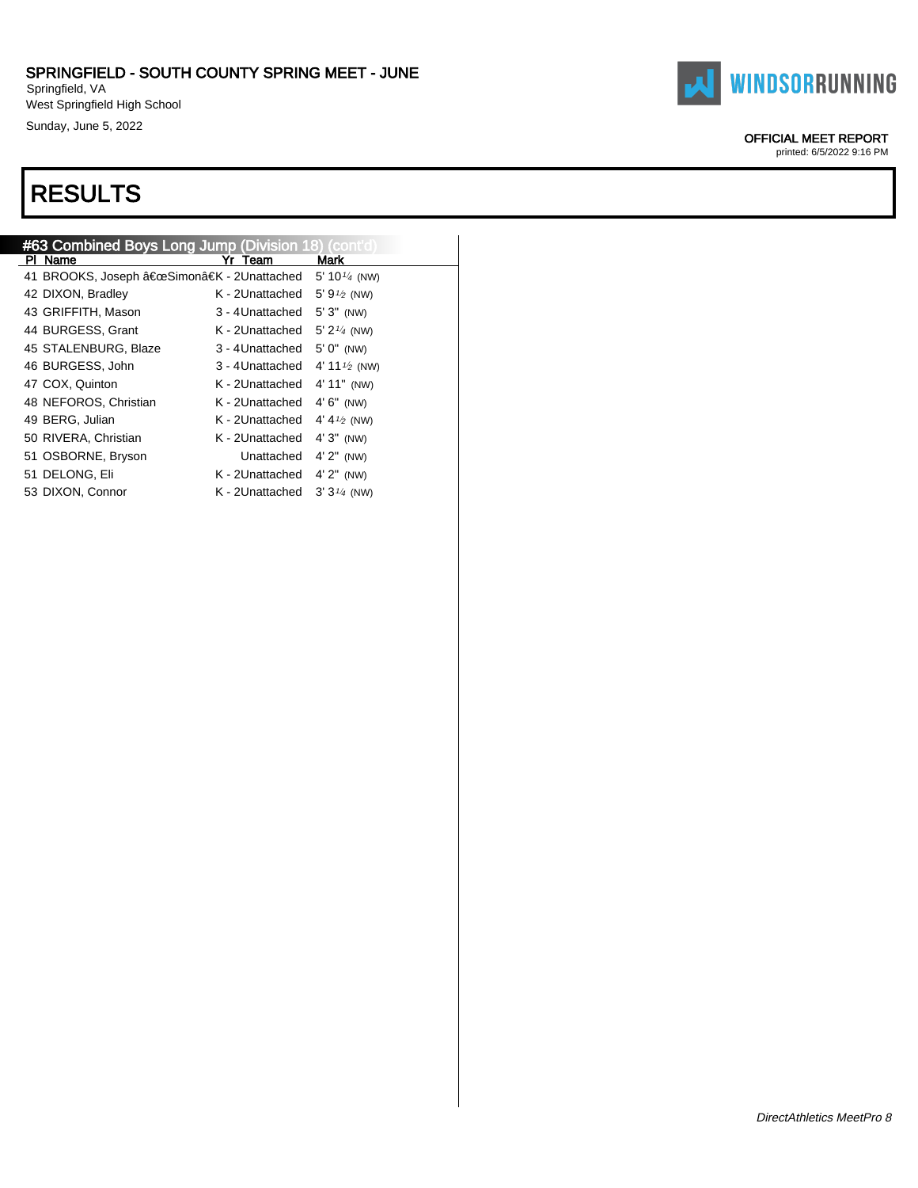# SPRINGFIELD - SOUTH COUNTY SPRING MEET - JUNE

Springfield, VA
West Springfield High School
Sunday, June 5, 2022

OFFICIAL MEET REPORT
printed: 6/5/2022 9:16 PM

## RESULTS

### #63 Combined Boys Long Jump (Division 18) (cont'd)

| Pl | Name | Yr | Team | Mark |
|---|---|---|---|---|
| 41 | BROOKS, Joseph â€œSimonâ€ | K - 2 | Unattached | 5' 10¼ (NW) |
| 42 | DIXON, Bradley | K - 2 | Unattached | 5' 9½ (NW) |
| 43 | GRIFFITH, Mason | 3 - 4 | Unattached | 5' 3" (NW) |
| 44 | BURGESS, Grant | K - 2 | Unattached | 5' 2¼ (NW) |
| 45 | STALENBURG, Blaze | 3 - 4 | Unattached | 5' 0" (NW) |
| 46 | BURGESS, John | 3 - 4 | Unattached | 4' 11½ (NW) |
| 47 | COX, Quinton | K - 2 | Unattached | 4' 11" (NW) |
| 48 | NEFOROS, Christian | K - 2 | Unattached | 4' 6" (NW) |
| 49 | BERG, Julian | K - 2 | Unattached | 4' 4½ (NW) |
| 50 | RIVERA, Christian | K - 2 | Unattached | 4' 3" (NW) |
| 51 | OSBORNE, Bryson | | Unattached | 4' 2" (NW) |
| 51 | DELONG, Eli | K - 2 | Unattached | 4' 2" (NW) |
| 53 | DIXON, Connor | K - 2 | Unattached | 3' 3¼ (NW) |

*DirectAthletics MeetPro 8*